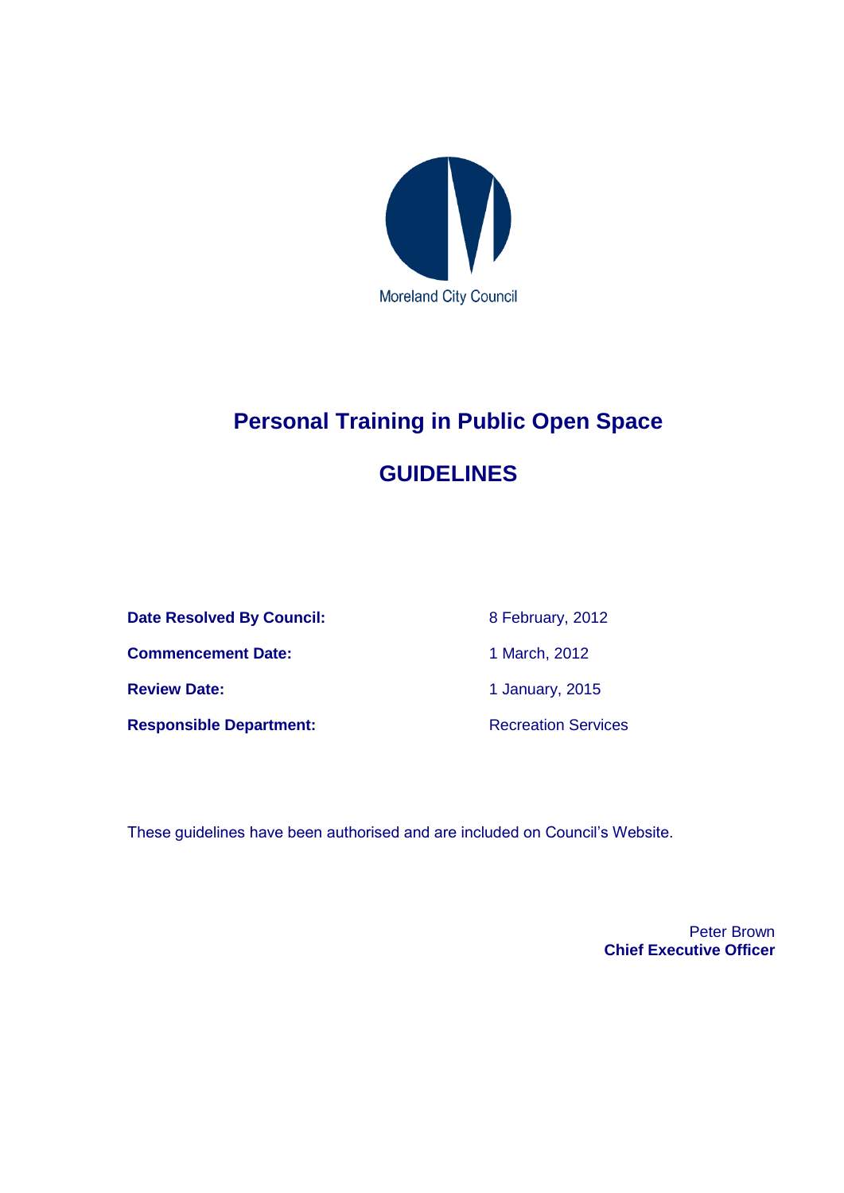Moreland City Council

# Personal Training in Public Open Space

# GUIDELINES

| | |
|---|---|
| **Date Resolved By Council:** | 8 February, 2012 |
| **Commencement Date:** | 1 March, 2012 |
| **Review Date:** | 1 January, 2015 |
| **Responsible Department:** | Recreation Services |

These guidelines have been authorised and are included on Council's Website.

Peter Brown
**Chief Executive Officer**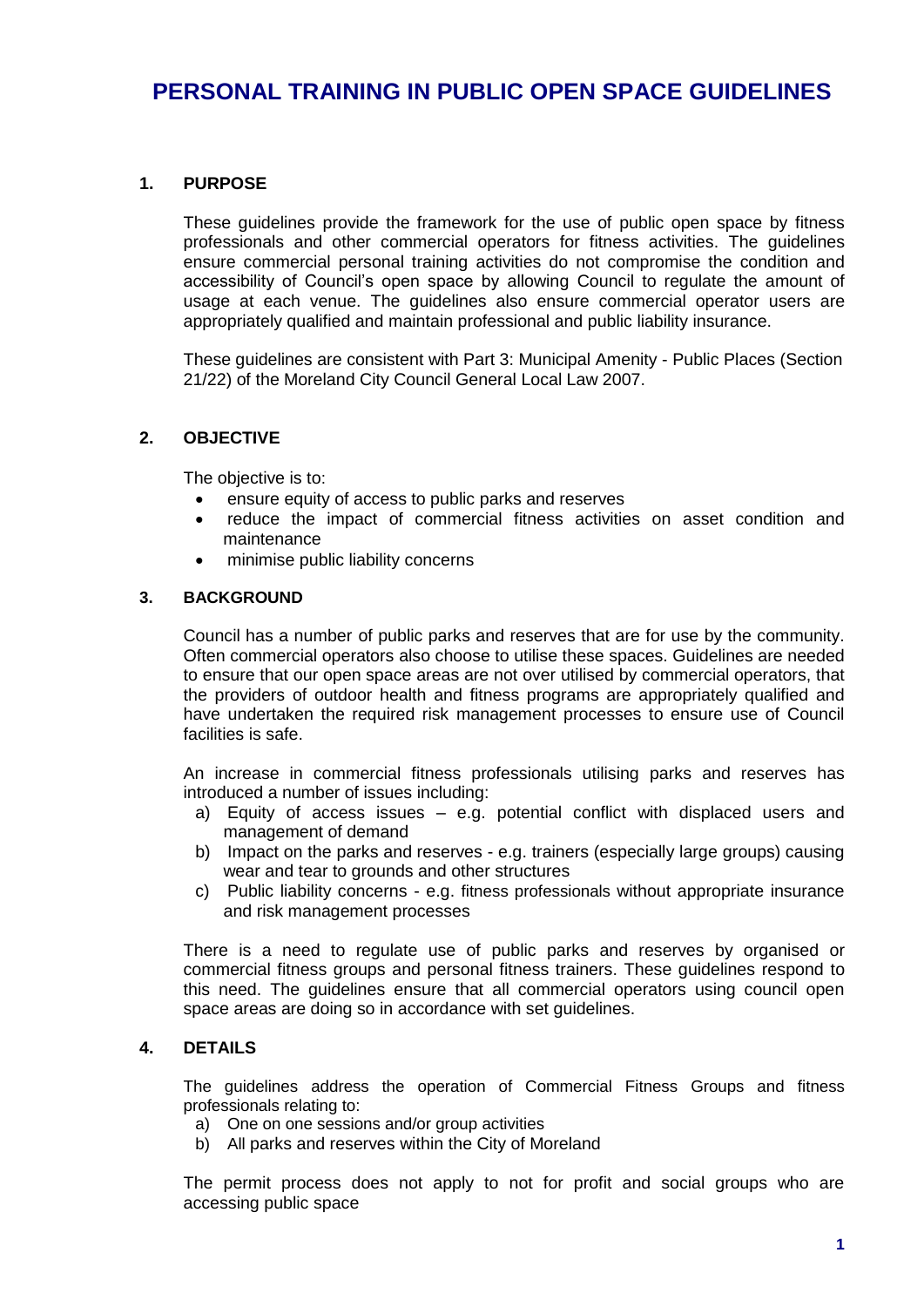# PERSONAL TRAINING IN PUBLIC OPEN SPACE GUIDELINES

## 1. PURPOSE

These guidelines provide the framework for the use of public open space by fitness professionals and other commercial operators for fitness activities. The guidelines ensure commercial personal training activities do not compromise the condition and accessibility of Council's open space by allowing Council to regulate the amount of usage at each venue. The guidelines also ensure commercial operator users are appropriately qualified and maintain professional and public liability insurance.

These guidelines are consistent with Part 3: Municipal Amenity - Public Places (Section 21/22) of the Moreland City Council General Local Law 2007.

## 2. OBJECTIVE

The objective is to:

- ensure equity of access to public parks and reserves
- reduce the impact of commercial fitness activities on asset condition and maintenance
- minimise public liability concerns

## 3. BACKGROUND

Council has a number of public parks and reserves that are for use by the community. Often commercial operators also choose to utilise these spaces. Guidelines are needed to ensure that our open space areas are not over utilised by commercial operators, that the providers of outdoor health and fitness programs are appropriately qualified and have undertaken the required risk management processes to ensure use of Council facilities is safe.

An increase in commercial fitness professionals utilising parks and reserves has introduced a number of issues including:

a) Equity of access issues – e.g. potential conflict with displaced users and management of demand
b) Impact on the parks and reserves - e.g. trainers (especially large groups) causing wear and tear to grounds and other structures
c) Public liability concerns - e.g. fitness professionals without appropriate insurance and risk management processes

There is a need to regulate use of public parks and reserves by organised or commercial fitness groups and personal fitness trainers. These guidelines respond to this need. The guidelines ensure that all commercial operators using council open space areas are doing so in accordance with set guidelines.

## 4. DETAILS

The guidelines address the operation of Commercial Fitness Groups and fitness professionals relating to:

a) One on one sessions and/or group activities
b) All parks and reserves within the City of Moreland

The permit process does not apply to not for profit and social groups who are accessing public space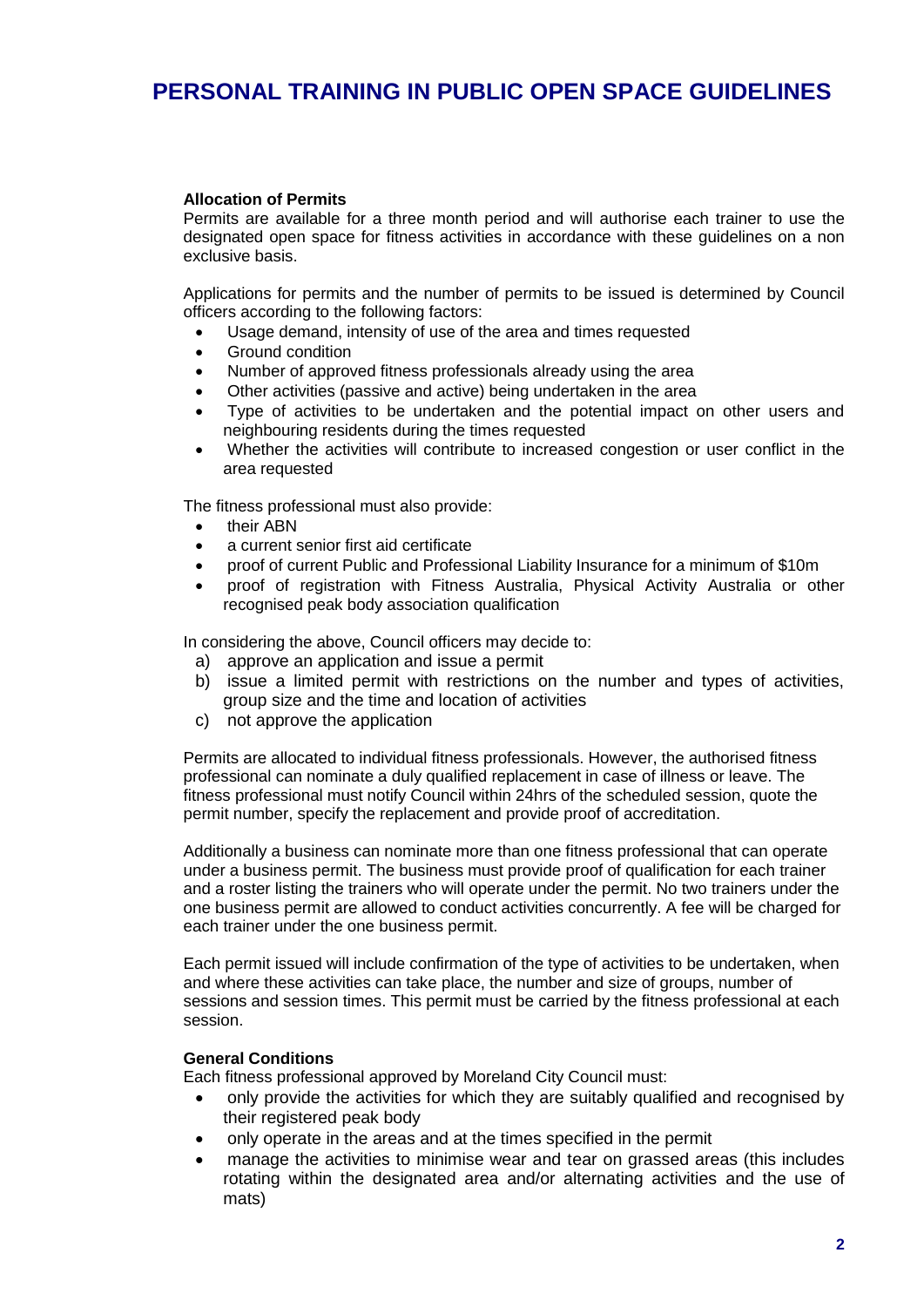# PERSONAL TRAINING IN PUBLIC OPEN SPACE GUIDELINES

**Allocation of Permits**

Permits are available for a three month period and will authorise each trainer to use the designated open space for fitness activities in accordance with these guidelines on a non exclusive basis.

Applications for permits and the number of permits to be issued is determined by Council officers according to the following factors:

- Usage demand, intensity of use of the area and times requested
- Ground condition
- Number of approved fitness professionals already using the area
- Other activities (passive and active) being undertaken in the area
- Type of activities to be undertaken and the potential impact on other users and neighbouring residents during the times requested
- Whether the activities will contribute to increased congestion or user conflict in the area requested

The fitness professional must also provide:

- their ABN
- a current senior first aid certificate
- proof of current Public and Professional Liability Insurance for a minimum of $10m
- proof of registration with Fitness Australia, Physical Activity Australia or other recognised peak body association qualification

In considering the above, Council officers may decide to:

a) approve an application and issue a permit
b) issue a limited permit with restrictions on the number and types of activities, group size and the time and location of activities
c) not approve the application

Permits are allocated to individual fitness professionals. However, the authorised fitness professional can nominate a duly qualified replacement in case of illness or leave. The fitness professional must notify Council within 24hrs of the scheduled session, quote the permit number, specify the replacement and provide proof of accreditation.

Additionally a business can nominate more than one fitness professional that can operate under a business permit. The business must provide proof of qualification for each trainer and a roster listing the trainers who will operate under the permit. No two trainers under the one business permit are allowed to conduct activities concurrently. A fee will be charged for each trainer under the one business permit.

Each permit issued will include confirmation of the type of activities to be undertaken, when and where these activities can take place, the number and size of groups, number of sessions and session times. This permit must be carried by the fitness professional at each session.

**General Conditions**

Each fitness professional approved by Moreland City Council must:

- only provide the activities for which they are suitably qualified and recognised by their registered peak body
- only operate in the areas and at the times specified in the permit
- manage the activities to minimise wear and tear on grassed areas (this includes rotating within the designated area and/or alternating activities and the use of mats)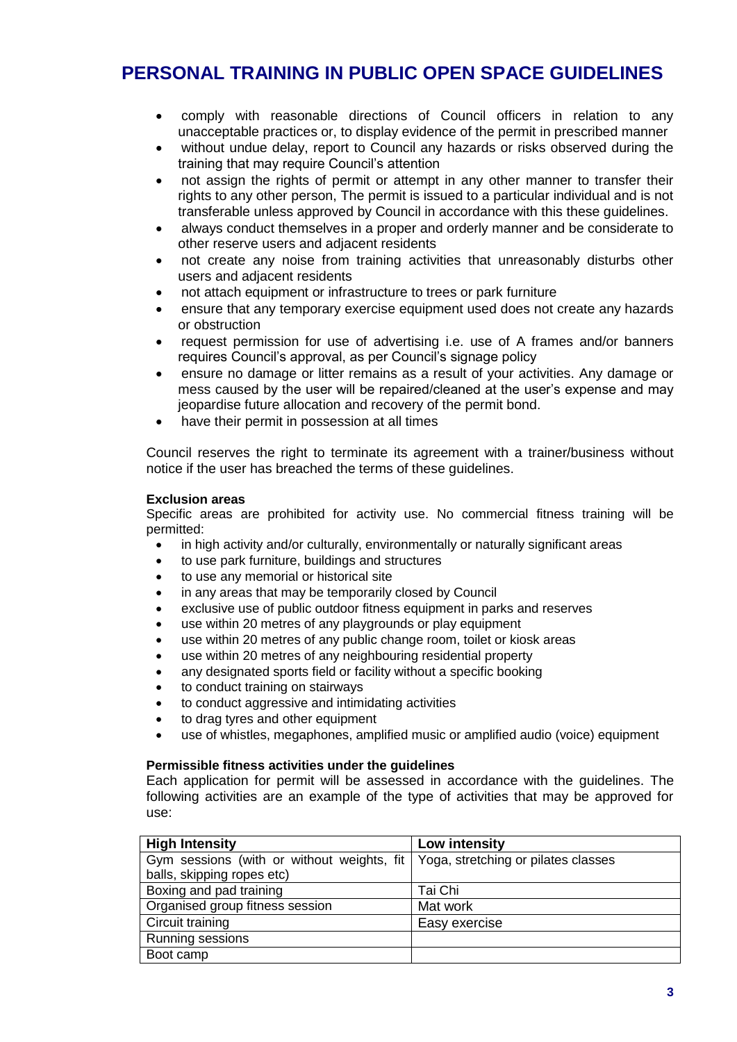# PERSONAL TRAINING IN PUBLIC OPEN SPACE GUIDELINES

- comply with reasonable directions of Council officers in relation to any unacceptable practices or, to display evidence of the permit in prescribed manner
- without undue delay, report to Council any hazards or risks observed during the training that may require Council's attention
- not assign the rights of permit or attempt in any other manner to transfer their rights to any other person, The permit is issued to a particular individual and is not transferable unless approved by Council in accordance with this these guidelines.
- always conduct themselves in a proper and orderly manner and be considerate to other reserve users and adjacent residents
- not create any noise from training activities that unreasonably disturbs other users and adjacent residents
- not attach equipment or infrastructure to trees or park furniture
- ensure that any temporary exercise equipment used does not create any hazards or obstruction
- request permission for use of advertising i.e. use of A frames and/or banners requires Council's approval, as per Council's signage policy
- ensure no damage or litter remains as a result of your activities. Any damage or mess caused by the user will be repaired/cleaned at the user's expense and may jeopardise future allocation and recovery of the permit bond.
- have their permit in possession at all times

Council reserves the right to terminate its agreement with a trainer/business without notice if the user has breached the terms of these guidelines.

**Exclusion areas**

Specific areas are prohibited for activity use. No commercial fitness training will be permitted:

- in high activity and/or culturally, environmentally or naturally significant areas
- to use park furniture, buildings and structures
- to use any memorial or historical site
- in any areas that may be temporarily closed by Council
- exclusive use of public outdoor fitness equipment in parks and reserves
- use within 20 metres of any playgrounds or play equipment
- use within 20 metres of any public change room, toilet or kiosk areas
- use within 20 metres of any neighbouring residential property
- any designated sports field or facility without a specific booking
- to conduct training on stairways
- to conduct aggressive and intimidating activities
- to drag tyres and other equipment
- use of whistles, megaphones, amplified music or amplified audio (voice) equipment

**Permissible fitness activities under the guidelines**

Each application for permit will be assessed in accordance with the guidelines. The following activities are an example of the type of activities that may be approved for use:

| High Intensity | Low intensity |
|---|---|
| Gym sessions (with or without weights, fit balls, skipping ropes etc) | Yoga, stretching or pilates classes |
| Boxing and pad training | Tai Chi |
| Organised group fitness session | Mat work |
| Circuit training | Easy exercise |
| Running sessions | |
| Boot camp | |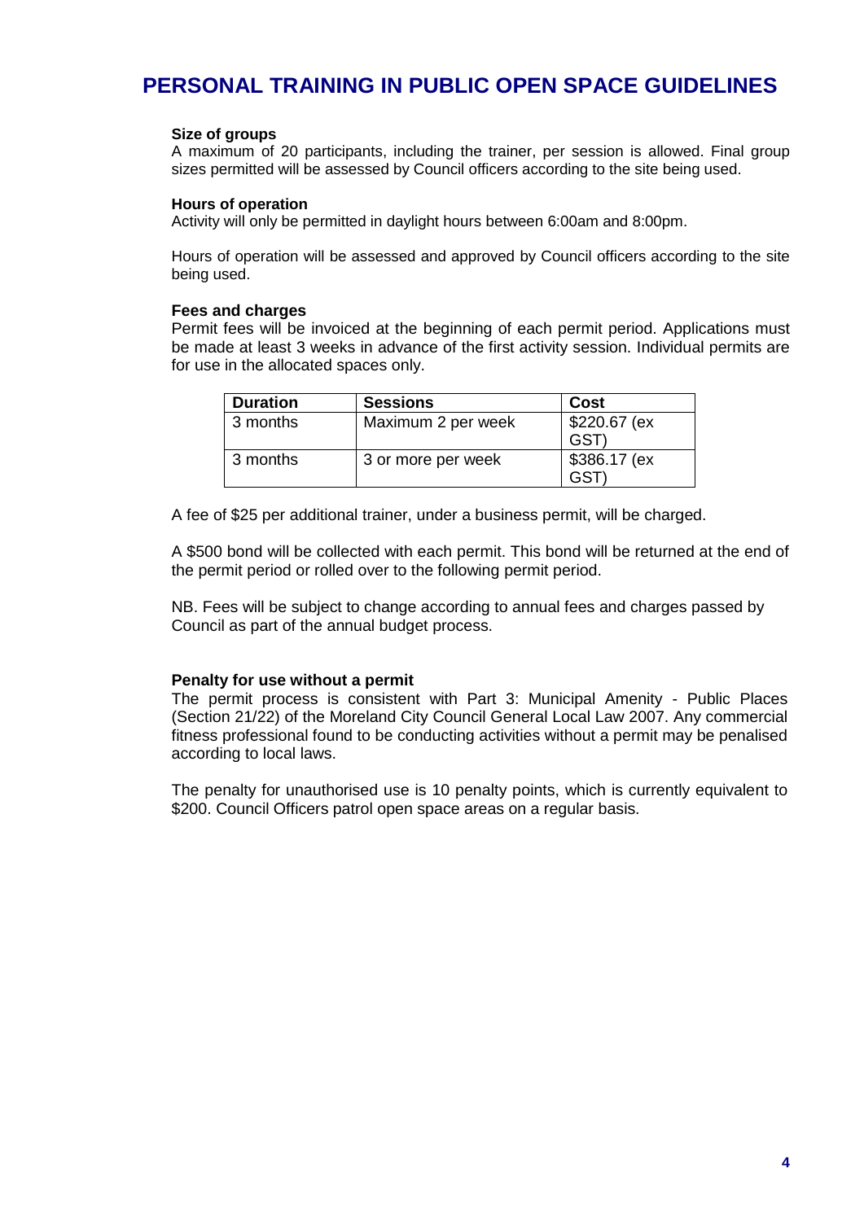# PERSONAL TRAINING IN PUBLIC OPEN SPACE GUIDELINES

**Size of groups**
A maximum of 20 participants, including the trainer, per session is allowed. Final group sizes permitted will be assessed by Council officers according to the site being used.

**Hours of operation**
Activity will only be permitted in daylight hours between 6:00am and 8:00pm.

Hours of operation will be assessed and approved by Council officers according to the site being used.

**Fees and charges**
Permit fees will be invoiced at the beginning of each permit period. Applications must be made at least 3 weeks in advance of the first activity session. Individual permits are for use in the allocated spaces only.

| Duration | Sessions | Cost |
|---|---|---|
| 3 months | Maximum 2 per week | $220.67 (ex GST) |
| 3 months | 3 or more per week | $386.17 (ex GST) |

A fee of $25 per additional trainer, under a business permit, will be charged.

A $500 bond will be collected with each permit. This bond will be returned at the end of the permit period or rolled over to the following permit period.

NB. Fees will be subject to change according to annual fees and charges passed by Council as part of the annual budget process.

**Penalty for use without a permit**
The permit process is consistent with Part 3: Municipal Amenity - Public Places (Section 21/22) of the Moreland City Council General Local Law 2007. Any commercial fitness professional found to be conducting activities without a permit may be penalised according to local laws.

The penalty for unauthorised use is 10 penalty points, which is currently equivalent to $200. Council Officers patrol open space areas on a regular basis.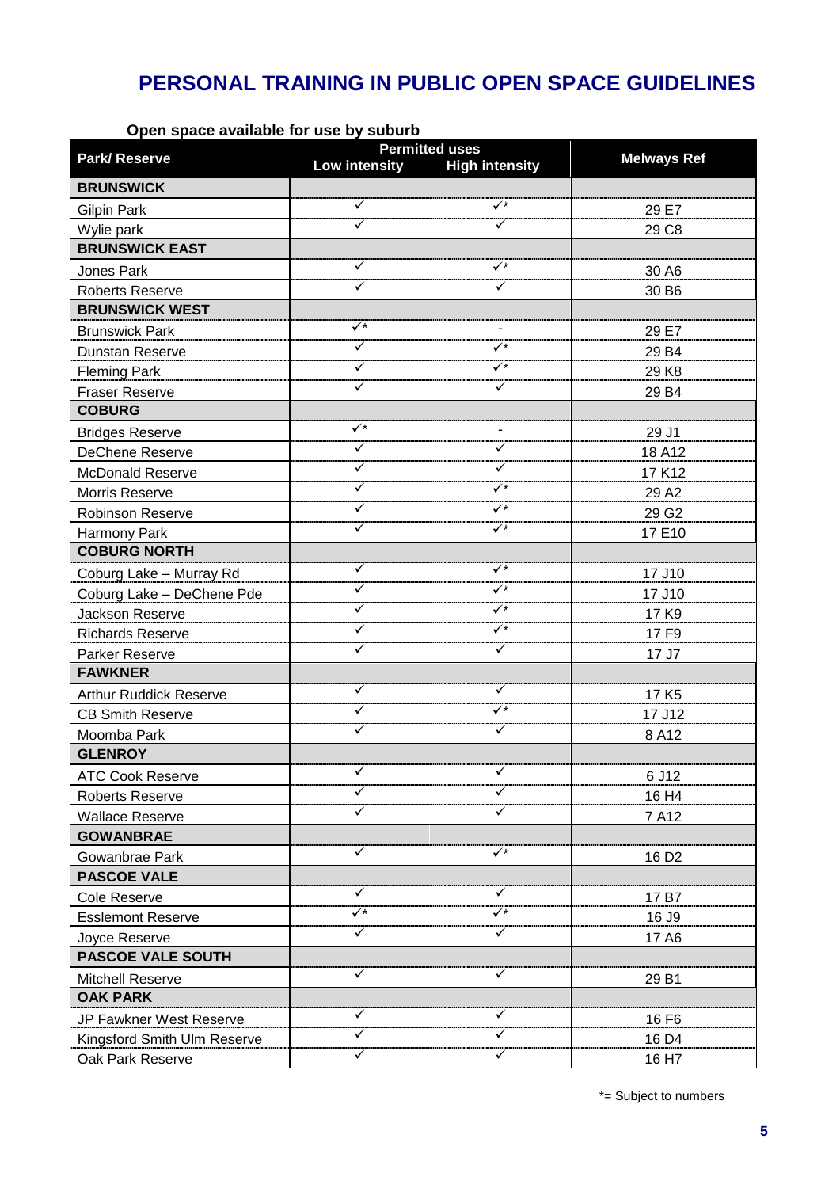# PERSONAL TRAINING IN PUBLIC OPEN SPACE GUIDELINES

**Open space available for use by suburb**

| Park/ Reserve | Permitted uses | | Melways Ref |
|---|---|---|---|
| | Low intensity | High intensity | |
| **BRUNSWICK** | | | |
| Gilpin Park | ✓ | ✓* | 29 E7 |
| Wylie park | ✓ | ✓ | 29 C8 |
| **BRUNSWICK EAST** | | | |
| Jones Park | ✓ | ✓* | 30 A6 |
| Roberts Reserve | ✓ | ✓ | 30 B6 |
| **BRUNSWICK WEST** | | | |
| Brunswick Park | ✓* | - | 29 E7 |
| Dunstan Reserve | ✓ | ✓* | 29 B4 |
| Fleming Park | ✓ | ✓* | 29 K8 |
| Fraser Reserve | ✓ | ✓ | 29 B4 |
| **COBURG** | | | |
| Bridges Reserve | ✓* | - | 29 J1 |
| DeChene Reserve | ✓ | ✓ | 18 A12 |
| McDonald Reserve | ✓ | ✓ | 17 K12 |
| Morris Reserve | ✓ | ✓* | 29 A2 |
| Robinson Reserve | ✓ | ✓* | 29 G2 |
| Harmony Park | ✓ | ✓* | 17 E10 |
| **COBURG NORTH** | | | |
| Coburg Lake – Murray Rd | ✓ | ✓* | 17 J10 |
| Coburg Lake – DeChene Pde | ✓ | ✓* | 17 J10 |
| Jackson Reserve | ✓ | ✓* | 17 K9 |
| Richards Reserve | ✓ | ✓* | 17 F9 |
| Parker Reserve | ✓ | ✓ | 17 J7 |
| **FAWKNER** | | | |
| Arthur Ruddick Reserve | ✓ | ✓ | 17 K5 |
| CB Smith Reserve | ✓ | ✓* | 17 J12 |
| Moomba Park | ✓ | ✓ | 8 A12 |
| **GLENROY** | | | |
| ATC Cook Reserve | ✓ | ✓ | 6 J12 |
| Roberts Reserve | ✓ | ✓ | 16 H4 |
| Wallace Reserve | ✓ | ✓ | 7 A12 |
| **GOWANBRAE** | | | |
| Gowanbrae Park | ✓ | ✓* | 16 D2 |
| **PASCOE VALE** | | | |
| Cole Reserve | ✓ | ✓ | 17 B7 |
| Esslemont Reserve | ✓* | ✓* | 16 J9 |
| Joyce Reserve | ✓ | ✓ | 17 A6 |
| **PASCOE VALE SOUTH** | | | |
| Mitchell Reserve | ✓ | ✓ | 29 B1 |
| **OAK PARK** | | | |
| JP Fawkner West Reserve | ✓ | ✓ | 16 F6 |
| Kingsford Smith Ulm Reserve | ✓ | ✓ | 16 D4 |
| Oak Park Reserve | ✓ | ✓ | 16 H7 |

*= Subject to numbers